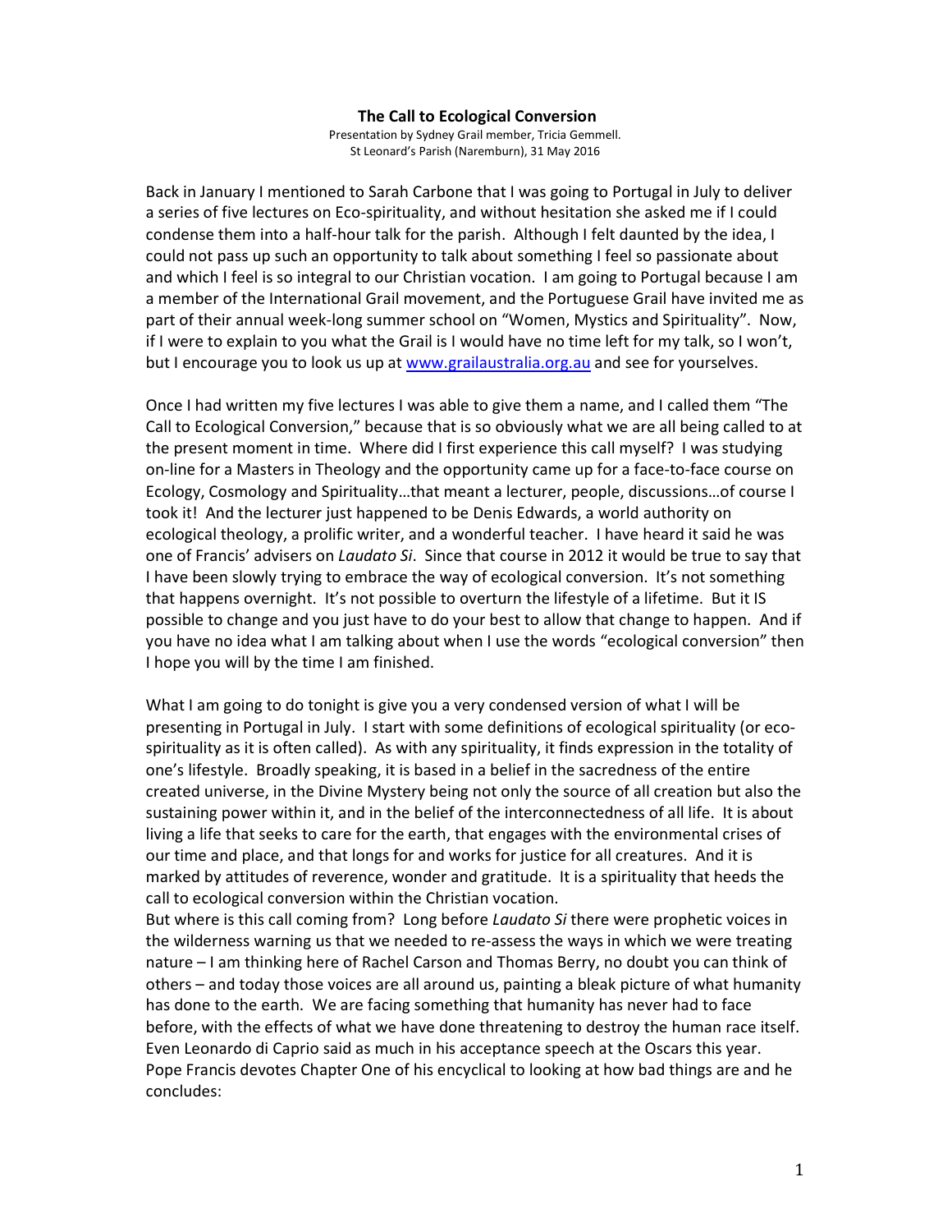# The Call to Ecological Conversion

Presentation by Sydney Grail member, Tricia Gemmell.
St Leonard's Parish (Naremburn), 31 May 2016

Back in January I mentioned to Sarah Carbone that I was going to Portugal in July to deliver a series of five lectures on Eco-spirituality, and without hesitation she asked me if I could condense them into a half-hour talk for the parish. Although I felt daunted by the idea, I could not pass up such an opportunity to talk about something I feel so passionate about and which I feel is so integral to our Christian vocation. I am going to Portugal because I am a member of the International Grail movement, and the Portuguese Grail have invited me as part of their annual week-long summer school on "Women, Mystics and Spirituality". Now, if I were to explain to you what the Grail is I would have no time left for my talk, so I won't, but I encourage you to look us up at www.grailaustralia.org.au and see for yourselves.

Once I had written my five lectures I was able to give them a name, and I called them "The Call to Ecological Conversion," because that is so obviously what we are all being called to at the present moment in time. Where did I first experience this call myself? I was studying on-line for a Masters in Theology and the opportunity came up for a face-to-face course on Ecology, Cosmology and Spirituality…that meant a lecturer, people, discussions…of course I took it! And the lecturer just happened to be Denis Edwards, a world authority on ecological theology, a prolific writer, and a wonderful teacher. I have heard it said he was one of Francis' advisers on *Laudato Si*. Since that course in 2012 it would be true to say that I have been slowly trying to embrace the way of ecological conversion. It's not something that happens overnight. It's not possible to overturn the lifestyle of a lifetime. But it IS possible to change and you just have to do your best to allow that change to happen. And if you have no idea what I am talking about when I use the words "ecological conversion" then I hope you will by the time I am finished.

What I am going to do tonight is give you a very condensed version of what I will be presenting in Portugal in July. I start with some definitions of ecological spirituality (or eco-spirituality as it is often called). As with any spirituality, it finds expression in the totality of one's lifestyle. Broadly speaking, it is based in a belief in the sacredness of the entire created universe, in the Divine Mystery being not only the source of all creation but also the sustaining power within it, and in the belief of the interconnectedness of all life. It is about living a life that seeks to care for the earth, that engages with the environmental crises of our time and place, and that longs for and works for justice for all creatures. And it is marked by attitudes of reverence, wonder and gratitude. It is a spirituality that heeds the call to ecological conversion within the Christian vocation.

But where is this call coming from? Long before *Laudato Si* there were prophetic voices in the wilderness warning us that we needed to re-assess the ways in which we were treating nature – I am thinking here of Rachel Carson and Thomas Berry, no doubt you can think of others – and today those voices are all around us, painting a bleak picture of what humanity has done to the earth. We are facing something that humanity has never had to face before, with the effects of what we have done threatening to destroy the human race itself. Even Leonardo di Caprio said as much in his acceptance speech at the Oscars this year. Pope Francis devotes Chapter One of his encyclical to looking at how bad things are and he concludes: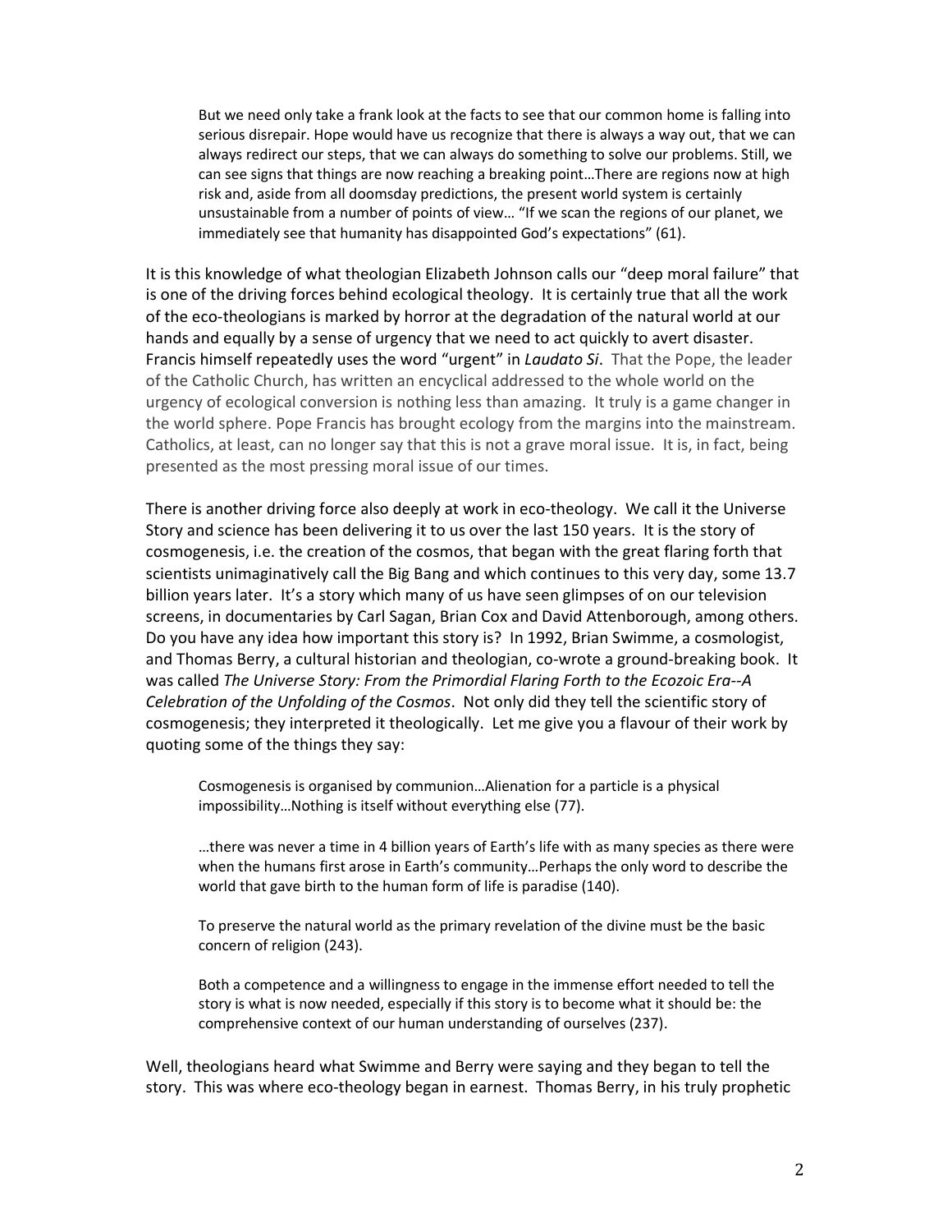> But we need only take a frank look at the facts to see that our common home is falling into serious disrepair. Hope would have us recognize that there is always a way out, that we can always redirect our steps, that we can always do something to solve our problems. Still, we can see signs that things are now reaching a breaking point…There are regions now at high risk and, aside from all doomsday predictions, the present world system is certainly unsustainable from a number of points of view… "If we scan the regions of our planet, we immediately see that humanity has disappointed God's expectations" (61).

It is this knowledge of what theologian Elizabeth Johnson calls our "deep moral failure" that is one of the driving forces behind ecological theology. It is certainly true that all the work of the eco-theologians is marked by horror at the degradation of the natural world at our hands and equally by a sense of urgency that we need to act quickly to avert disaster. Francis himself repeatedly uses the word "urgent" in *Laudato Si*. That the Pope, the leader of the Catholic Church, has written an encyclical addressed to the whole world on the urgency of ecological conversion is nothing less than amazing. It truly is a game changer in the world sphere. Pope Francis has brought ecology from the margins into the mainstream. Catholics, at least, can no longer say that this is not a grave moral issue. It is, in fact, being presented as the most pressing moral issue of our times.

There is another driving force also deeply at work in eco-theology. We call it the Universe Story and science has been delivering it to us over the last 150 years. It is the story of cosmogenesis, i.e. the creation of the cosmos, that began with the great flaring forth that scientists unimaginatively call the Big Bang and which continues to this very day, some 13.7 billion years later. It's a story which many of us have seen glimpses of on our television screens, in documentaries by Carl Sagan, Brian Cox and David Attenborough, among others. Do you have any idea how important this story is? In 1992, Brian Swimme, a cosmologist, and Thomas Berry, a cultural historian and theologian, co-wrote a ground-breaking book. It was called *The Universe Story: From the Primordial Flaring Forth to the Ecozoic Era--A Celebration of the Unfolding of the Cosmos*. Not only did they tell the scientific story of cosmogenesis; they interpreted it theologically. Let me give you a flavour of their work by quoting some of the things they say:

> Cosmogenesis is organised by communion…Alienation for a particle is a physical impossibility…Nothing is itself without everything else (77).

> …there was never a time in 4 billion years of Earth's life with as many species as there were when the humans first arose in Earth's community…Perhaps the only word to describe the world that gave birth to the human form of life is paradise (140).

> To preserve the natural world as the primary revelation of the divine must be the basic concern of religion (243).

> Both a competence and a willingness to engage in the immense effort needed to tell the story is what is now needed, especially if this story is to become what it should be: the comprehensive context of our human understanding of ourselves (237).

Well, theologians heard what Swimme and Berry were saying and they began to tell the story. This was where eco-theology began in earnest. Thomas Berry, in his truly prophetic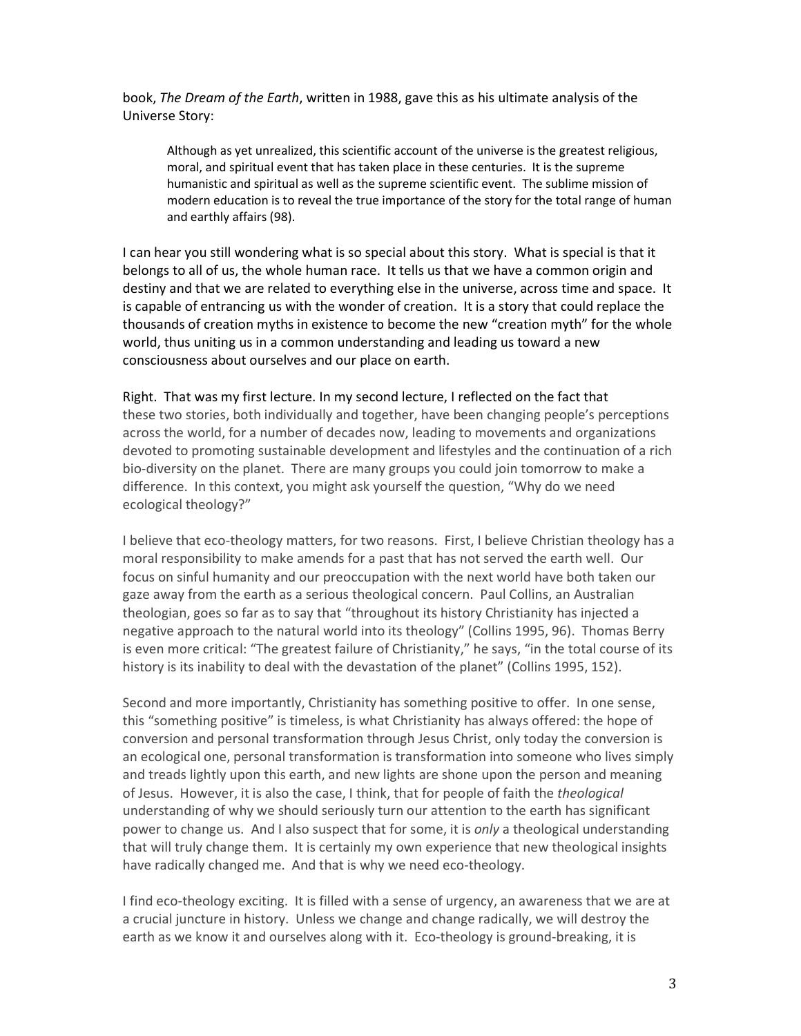book, *The Dream of the Earth*, written in 1988, gave this as his ultimate analysis of the Universe Story:

> Although as yet unrealized, this scientific account of the universe is the greatest religious, moral, and spiritual event that has taken place in these centuries. It is the supreme humanistic and spiritual as well as the supreme scientific event. The sublime mission of modern education is to reveal the true importance of the story for the total range of human and earthly affairs (98).

I can hear you still wondering what is so special about this story. What is special is that it belongs to all of us, the whole human race. It tells us that we have a common origin and destiny and that we are related to everything else in the universe, across time and space. It is capable of entrancing us with the wonder of creation. It is a story that could replace the thousands of creation myths in existence to become the new "creation myth" for the whole world, thus uniting us in a common understanding and leading us toward a new consciousness about ourselves and our place on earth.

Right. That was my first lecture. In my second lecture, I reflected on the fact that these two stories, both individually and together, have been changing people's perceptions across the world, for a number of decades now, leading to movements and organizations devoted to promoting sustainable development and lifestyles and the continuation of a rich bio-diversity on the planet. There are many groups you could join tomorrow to make a difference. In this context, you might ask yourself the question, "Why do we need ecological theology?"

I believe that eco-theology matters, for two reasons. First, I believe Christian theology has a moral responsibility to make amends for a past that has not served the earth well. Our focus on sinful humanity and our preoccupation with the next world have both taken our gaze away from the earth as a serious theological concern. Paul Collins, an Australian theologian, goes so far as to say that "throughout its history Christianity has injected a negative approach to the natural world into its theology" (Collins 1995, 96). Thomas Berry is even more critical: "The greatest failure of Christianity," he says, "in the total course of its history is its inability to deal with the devastation of the planet" (Collins 1995, 152).

Second and more importantly, Christianity has something positive to offer. In one sense, this "something positive" is timeless, is what Christianity has always offered: the hope of conversion and personal transformation through Jesus Christ, only today the conversion is an ecological one, personal transformation is transformation into someone who lives simply and treads lightly upon this earth, and new lights are shone upon the person and meaning of Jesus. However, it is also the case, I think, that for people of faith the *theological* understanding of why we should seriously turn our attention to the earth has significant power to change us. And I also suspect that for some, it is *only* a theological understanding that will truly change them. It is certainly my own experience that new theological insights have radically changed me. And that is why we need eco-theology.

I find eco-theology exciting. It is filled with a sense of urgency, an awareness that we are at a crucial juncture in history. Unless we change and change radically, we will destroy the earth as we know it and ourselves along with it. Eco-theology is ground-breaking, it is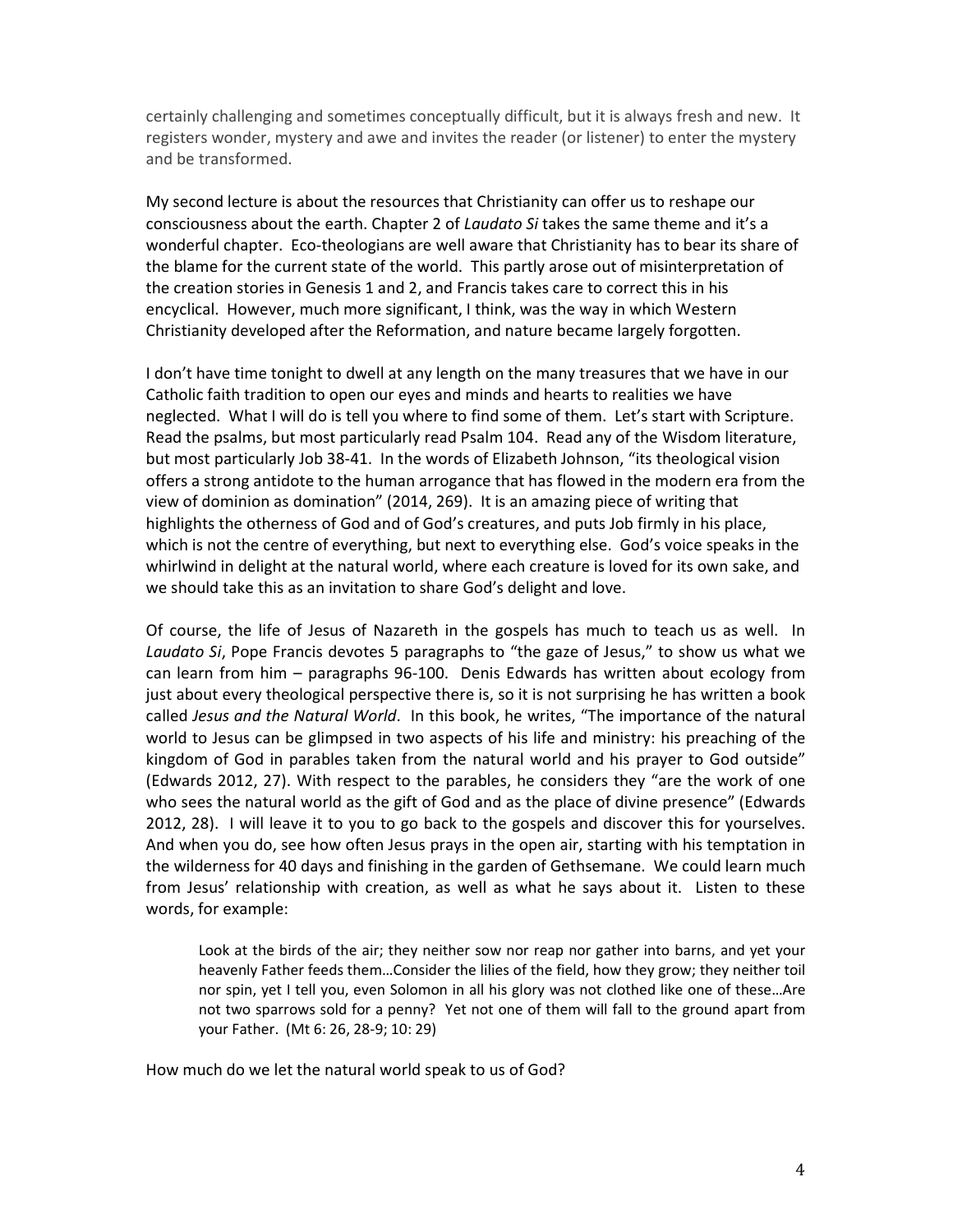certainly challenging and sometimes conceptually difficult, but it is always fresh and new. It registers wonder, mystery and awe and invites the reader (or listener) to enter the mystery and be transformed.

My second lecture is about the resources that Christianity can offer us to reshape our consciousness about the earth. Chapter 2 of *Laudato Si* takes the same theme and it's a wonderful chapter. Eco-theologians are well aware that Christianity has to bear its share of the blame for the current state of the world. This partly arose out of misinterpretation of the creation stories in Genesis 1 and 2, and Francis takes care to correct this in his encyclical. However, much more significant, I think, was the way in which Western Christianity developed after the Reformation, and nature became largely forgotten.

I don't have time tonight to dwell at any length on the many treasures that we have in our Catholic faith tradition to open our eyes and minds and hearts to realities we have neglected. What I will do is tell you where to find some of them. Let's start with Scripture. Read the psalms, but most particularly read Psalm 104. Read any of the Wisdom literature, but most particularly Job 38-41. In the words of Elizabeth Johnson, "its theological vision offers a strong antidote to the human arrogance that has flowed in the modern era from the view of dominion as domination" (2014, 269). It is an amazing piece of writing that highlights the otherness of God and of God's creatures, and puts Job firmly in his place, which is not the centre of everything, but next to everything else. God's voice speaks in the whirlwind in delight at the natural world, where each creature is loved for its own sake, and we should take this as an invitation to share God's delight and love.

Of course, the life of Jesus of Nazareth in the gospels has much to teach us as well. In *Laudato Si*, Pope Francis devotes 5 paragraphs to "the gaze of Jesus," to show us what we can learn from him – paragraphs 96-100. Denis Edwards has written about ecology from just about every theological perspective there is, so it is not surprising he has written a book called *Jesus and the Natural World*. In this book, he writes, "The importance of the natural world to Jesus can be glimpsed in two aspects of his life and ministry: his preaching of the kingdom of God in parables taken from the natural world and his prayer to God outside" (Edwards 2012, 27). With respect to the parables, he considers they "are the work of one who sees the natural world as the gift of God and as the place of divine presence" (Edwards 2012, 28). I will leave it to you to go back to the gospels and discover this for yourselves. And when you do, see how often Jesus prays in the open air, starting with his temptation in the wilderness for 40 days and finishing in the garden of Gethsemane. We could learn much from Jesus' relationship with creation, as well as what he says about it. Listen to these words, for example:

> Look at the birds of the air; they neither sow nor reap nor gather into barns, and yet your heavenly Father feeds them…Consider the lilies of the field, how they grow; they neither toil nor spin, yet I tell you, even Solomon in all his glory was not clothed like one of these…Are not two sparrows sold for a penny? Yet not one of them will fall to the ground apart from your Father. (Mt 6: 26, 28-9; 10: 29)

How much do we let the natural world speak to us of God?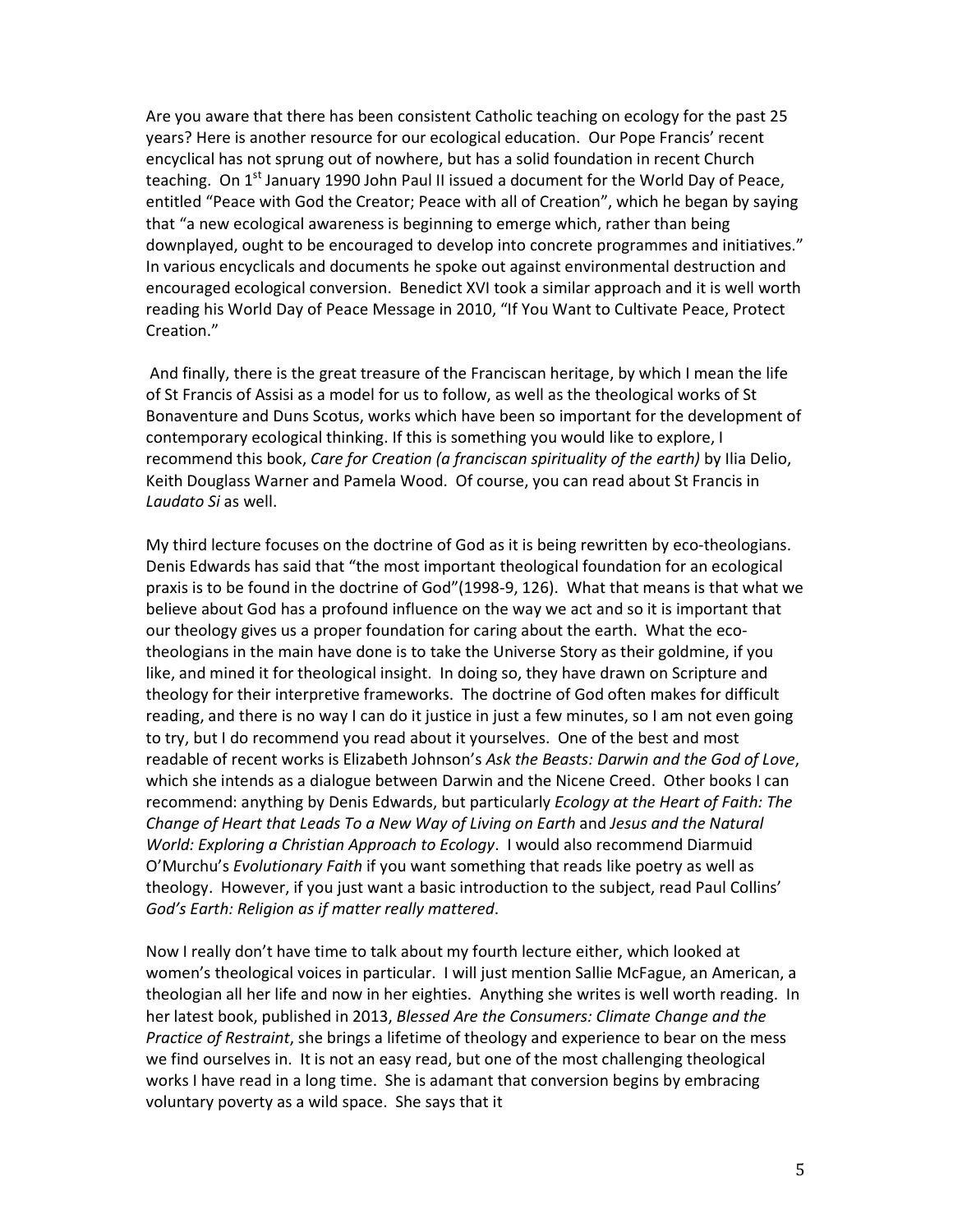Are you aware that there has been consistent Catholic teaching on ecology for the past 25 years? Here is another resource for our ecological education. Our Pope Francis' recent encyclical has not sprung out of nowhere, but has a solid foundation in recent Church teaching. On 1st January 1990 John Paul II issued a document for the World Day of Peace, entitled "Peace with God the Creator; Peace with all of Creation", which he began by saying that "a new ecological awareness is beginning to emerge which, rather than being downplayed, ought to be encouraged to develop into concrete programmes and initiatives." In various encyclicals and documents he spoke out against environmental destruction and encouraged ecological conversion. Benedict XVI took a similar approach and it is well worth reading his World Day of Peace Message in 2010, "If You Want to Cultivate Peace, Protect Creation."

And finally, there is the great treasure of the Franciscan heritage, by which I mean the life of St Francis of Assisi as a model for us to follow, as well as the theological works of St Bonaventure and Duns Scotus, works which have been so important for the development of contemporary ecological thinking. If this is something you would like to explore, I recommend this book, *Care for Creation (a franciscan spirituality of the earth)* by Ilia Delio, Keith Douglass Warner and Pamela Wood. Of course, you can read about St Francis in *Laudato Si* as well.

My third lecture focuses on the doctrine of God as it is being rewritten by eco-theologians. Denis Edwards has said that "the most important theological foundation for an ecological praxis is to be found in the doctrine of God"(1998-9, 126). What that means is that what we believe about God has a profound influence on the way we act and so it is important that our theology gives us a proper foundation for caring about the earth. What the eco-theologians in the main have done is to take the Universe Story as their goldmine, if you like, and mined it for theological insight. In doing so, they have drawn on Scripture and theology for their interpretive frameworks. The doctrine of God often makes for difficult reading, and there is no way I can do it justice in just a few minutes, so I am not even going to try, but I do recommend you read about it yourselves. One of the best and most readable of recent works is Elizabeth Johnson's *Ask the Beasts: Darwin and the God of Love*, which she intends as a dialogue between Darwin and the Nicene Creed. Other books I can recommend: anything by Denis Edwards, but particularly *Ecology at the Heart of Faith: The Change of Heart that Leads To a New Way of Living on Earth* and *Jesus and the Natural World: Exploring a Christian Approach to Ecology*. I would also recommend Diarmuid O'Murchu's *Evolutionary Faith* if you want something that reads like poetry as well as theology. However, if you just want a basic introduction to the subject, read Paul Collins' *God's Earth: Religion as if matter really mattered*.

Now I really don't have time to talk about my fourth lecture either, which looked at women's theological voices in particular. I will just mention Sallie McFague, an American, a theologian all her life and now in her eighties. Anything she writes is well worth reading. In her latest book, published in 2013, *Blessed Are the Consumers: Climate Change and the Practice of Restraint*, she brings a lifetime of theology and experience to bear on the mess we find ourselves in. It is not an easy read, but one of the most challenging theological works I have read in a long time. She is adamant that conversion begins by embracing voluntary poverty as a wild space. She says that it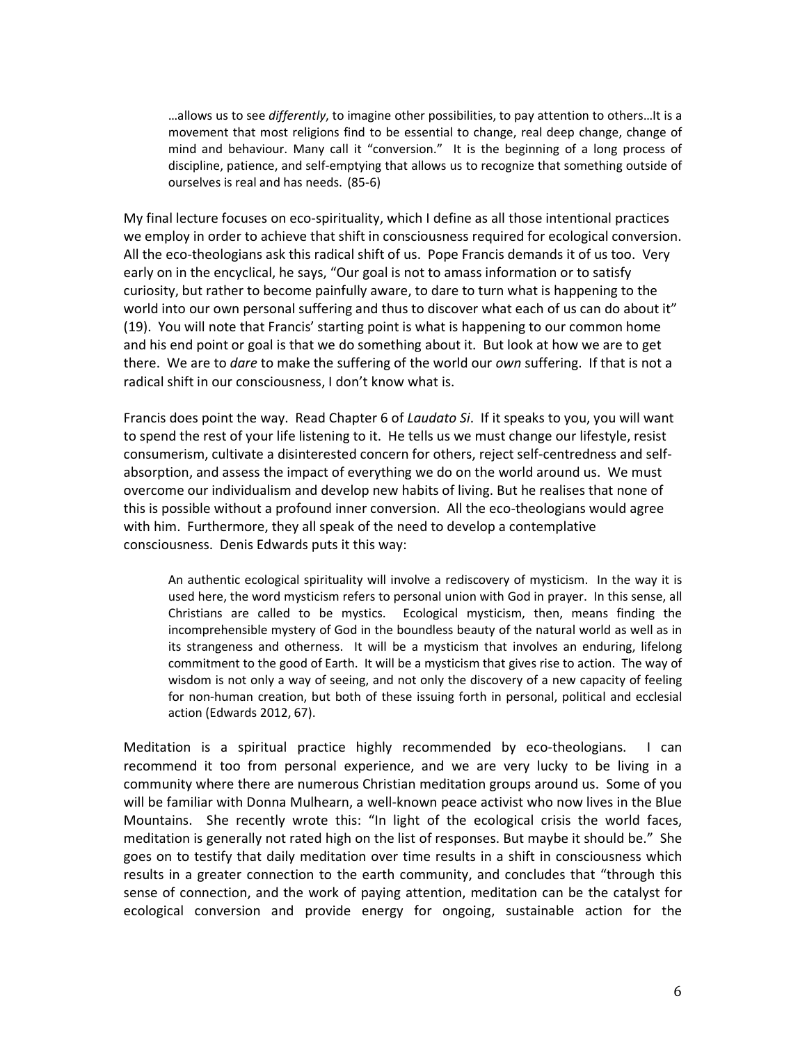> …allows us to see *differently*, to imagine other possibilities, to pay attention to others…It is a movement that most religions find to be essential to change, real deep change, change of mind and behaviour. Many call it "conversion." It is the beginning of a long process of discipline, patience, and self-emptying that allows us to recognize that something outside of ourselves is real and has needs. (85-6)

My final lecture focuses on eco-spirituality, which I define as all those intentional practices we employ in order to achieve that shift in consciousness required for ecological conversion. All the eco-theologians ask this radical shift of us. Pope Francis demands it of us too. Very early on in the encyclical, he says, "Our goal is not to amass information or to satisfy curiosity, but rather to become painfully aware, to dare to turn what is happening to the world into our own personal suffering and thus to discover what each of us can do about it" (19). You will note that Francis' starting point is what is happening to our common home and his end point or goal is that we do something about it. But look at how we are to get there. We are to *dare* to make the suffering of the world our *own* suffering. If that is not a radical shift in our consciousness, I don't know what is.

Francis does point the way. Read Chapter 6 of *Laudato Si*. If it speaks to you, you will want to spend the rest of your life listening to it. He tells us we must change our lifestyle, resist consumerism, cultivate a disinterested concern for others, reject self-centredness and self-absorption, and assess the impact of everything we do on the world around us. We must overcome our individualism and develop new habits of living. But he realises that none of this is possible without a profound inner conversion. All the eco-theologians would agree with him. Furthermore, they all speak of the need to develop a contemplative consciousness. Denis Edwards puts it this way:

> An authentic ecological spirituality will involve a rediscovery of mysticism. In the way it is used here, the word mysticism refers to personal union with God in prayer. In this sense, all Christians are called to be mystics. Ecological mysticism, then, means finding the incomprehensible mystery of God in the boundless beauty of the natural world as well as in its strangeness and otherness. It will be a mysticism that involves an enduring, lifelong commitment to the good of Earth. It will be a mysticism that gives rise to action. The way of wisdom is not only a way of seeing, and not only the discovery of a new capacity of feeling for non-human creation, but both of these issuing forth in personal, political and ecclesial action (Edwards 2012, 67).

Meditation is a spiritual practice highly recommended by eco-theologians. I can recommend it too from personal experience, and we are very lucky to be living in a community where there are numerous Christian meditation groups around us. Some of you will be familiar with Donna Mulhearn, a well-known peace activist who now lives in the Blue Mountains. She recently wrote this: "In light of the ecological crisis the world faces, meditation is generally not rated high on the list of responses. But maybe it should be." She goes on to testify that daily meditation over time results in a shift in consciousness which results in a greater connection to the earth community, and concludes that "through this sense of connection, and the work of paying attention, meditation can be the catalyst for ecological conversion and provide energy for ongoing, sustainable action for the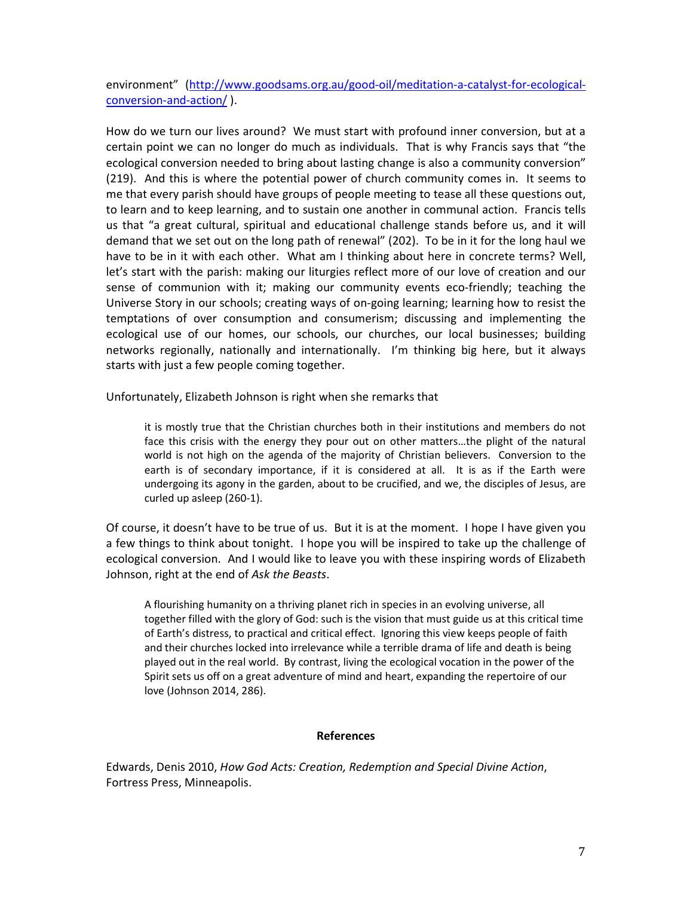environment" ([http://www.goodsams.org.au/good-oil/meditation-a-catalyst-for-ecological-conversion-and-action/](http://www.goodsams.org.au/good-oil/meditation-a-catalyst-for-ecological-conversion-and-action/) ).

How do we turn our lives around? We must start with profound inner conversion, but at a certain point we can no longer do much as individuals. That is why Francis says that "the ecological conversion needed to bring about lasting change is also a community conversion" (219). And this is where the potential power of church community comes in. It seems to me that every parish should have groups of people meeting to tease all these questions out, to learn and to keep learning, and to sustain one another in communal action. Francis tells us that "a great cultural, spiritual and educational challenge stands before us, and it will demand that we set out on the long path of renewal" (202). To be in it for the long haul we have to be in it with each other. What am I thinking about here in concrete terms? Well, let's start with the parish: making our liturgies reflect more of our love of creation and our sense of communion with it; making our community events eco-friendly; teaching the Universe Story in our schools; creating ways of on-going learning; learning how to resist the temptations of over consumption and consumerism; discussing and implementing the ecological use of our homes, our schools, our churches, our local businesses; building networks regionally, nationally and internationally. I'm thinking big here, but it always starts with just a few people coming together.

Unfortunately, Elizabeth Johnson is right when she remarks that

> it is mostly true that the Christian churches both in their institutions and members do not face this crisis with the energy they pour out on other matters…the plight of the natural world is not high on the agenda of the majority of Christian believers. Conversion to the earth is of secondary importance, if it is considered at all. It is as if the Earth were undergoing its agony in the garden, about to be crucified, and we, the disciples of Jesus, are curled up asleep (260-1).

Of course, it doesn't have to be true of us. But it is at the moment. I hope I have given you a few things to think about tonight. I hope you will be inspired to take up the challenge of ecological conversion. And I would like to leave you with these inspiring words of Elizabeth Johnson, right at the end of *Ask the Beasts*.

> A flourishing humanity on a thriving planet rich in species in an evolving universe, all together filled with the glory of God: such is the vision that must guide us at this critical time of Earth's distress, to practical and critical effect. Ignoring this view keeps people of faith and their churches locked into irrelevance while a terrible drama of life and death is being played out in the real world. By contrast, living the ecological vocation in the power of the Spirit sets us off on a great adventure of mind and heart, expanding the repertoire of our love (Johnson 2014, 286).

## References

Edwards, Denis 2010, *How God Acts: Creation, Redemption and Special Divine Action*, Fortress Press, Minneapolis.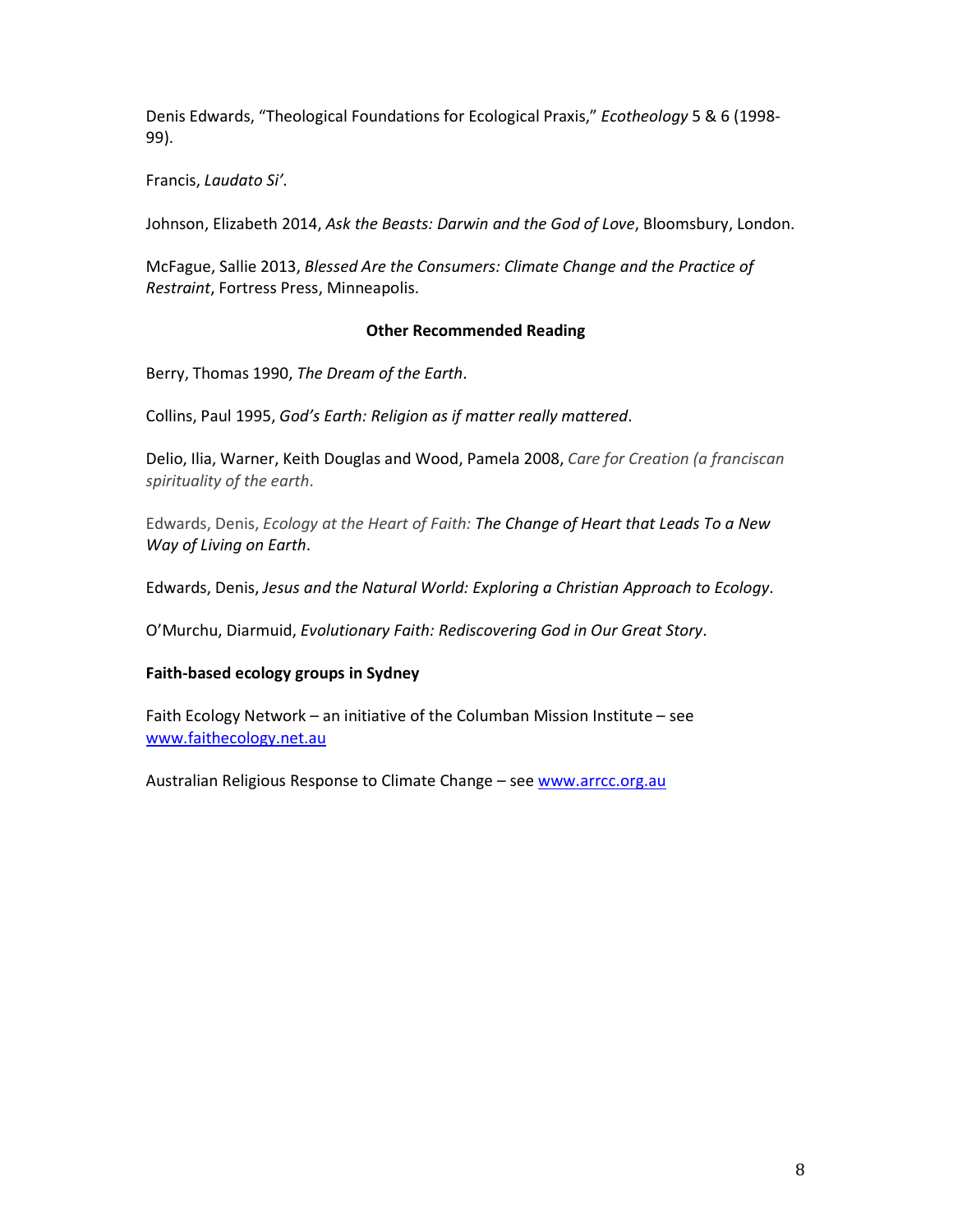Denis Edwards, "Theological Foundations for Ecological Praxis," *Ecotheology* 5 & 6 (1998-99).

Francis, *Laudato Si'*.

Johnson, Elizabeth 2014, *Ask the Beasts: Darwin and the God of Love*, Bloomsbury, London.

McFague, Sallie 2013, *Blessed Are the Consumers: Climate Change and the Practice of Restraint*, Fortress Press, Minneapolis.

**Other Recommended Reading**

Berry, Thomas 1990, *The Dream of the Earth*.

Collins, Paul 1995, *God's Earth: Religion as if matter really mattered*.

Delio, Ilia, Warner, Keith Douglas and Wood, Pamela 2008, *Care for Creation (a franciscan spirituality of the earth*.

Edwards, Denis, *Ecology at the Heart of Faith: The Change of Heart that Leads To a New Way of Living on Earth*.

Edwards, Denis, *Jesus and the Natural World: Exploring a Christian Approach to Ecology*.

O'Murchu, Diarmuid, *Evolutionary Faith: Rediscovering God in Our Great Story*.

**Faith-based ecology groups in Sydney**

Faith Ecology Network – an initiative of the Columban Mission Institute – see www.faithecology.net.au

Australian Religious Response to Climate Change – see www.arrcc.org.au